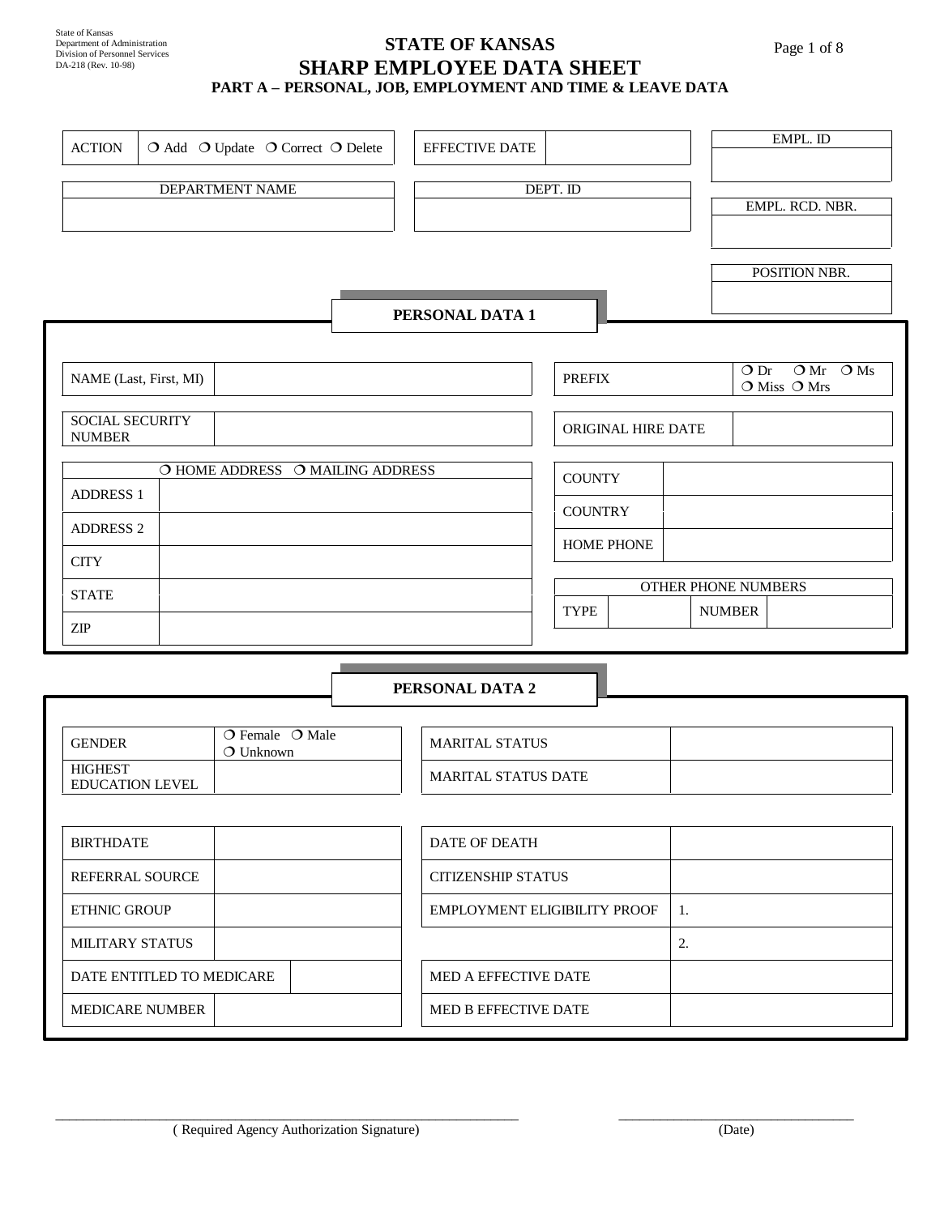State of Kansas
Department of Administration
Division of Personnel Services
DA-218 (Rev. 10-98)

# STATE OF KANSAS
# SHARP EMPLOYEE DATA SHEET
## PART A – PERSONAL, JOB, EMPLOYMENT AND TIME & LEAVE DATA

| ACTION | ❍ Add ❍ Update ❍ Correct ❍ Delete |
|---|---|

| EFFECTIVE DATE | |
|---|---|

| EMPL. ID |
|---|
| |

| DEPARTMENT NAME |
|---|
| |

| DEPT. ID |
|---|
| |

| EMPL. RCD. NBR. |
|---|
| |

| POSITION NBR. |
|---|
| |

### PERSONAL DATA 1

| NAME (Last, First, MI) | |
|---|---|
| SOCIAL SECURITY NUMBER | |

| PREFIX | ❍ Dr ❍ Mr ❍ Ms ❍ Miss ❍ Mrs |
|---|---|
| ORIGINAL HIRE DATE | |

| ❍ HOME ADDRESS ❍ MAILING ADDRESS | |
|---|---|
| ADDRESS 1 | |
| ADDRESS 2 | |
| CITY | |
| STATE | |
| ZIP | |

| COUNTY | |
|---|---|
| COUNTRY | |
| HOME PHONE | |

| OTHER PHONE NUMBERS | | | |
|---|---|---|---|
| TYPE | | NUMBER | |

### PERSONAL DATA 2

| GENDER | ❍ Female ❍ Male ❍ Unknown |
|---|---|
| HIGHEST EDUCATION LEVEL | |

| MARITAL STATUS | |
|---|---|
| MARITAL STATUS DATE | |

| BIRTHDATE | |
|---|---|
| REFERRAL SOURCE | |
| ETHNIC GROUP | |
| MILITARY STATUS | |
| DATE ENTITLED TO MEDICARE | |
| MEDICARE NUMBER | |

| DATE OF DEATH | |
|---|---|
| CITIZENSHIP STATUS | |
| EMPLOYMENT ELIGIBILITY PROOF | 1. |
| | 2. |
| MED A EFFECTIVE DATE | |
| MED B EFFECTIVE DATE | |

_______________________________________ ( Required Agency Authorization Signature)

_______________________ (Date)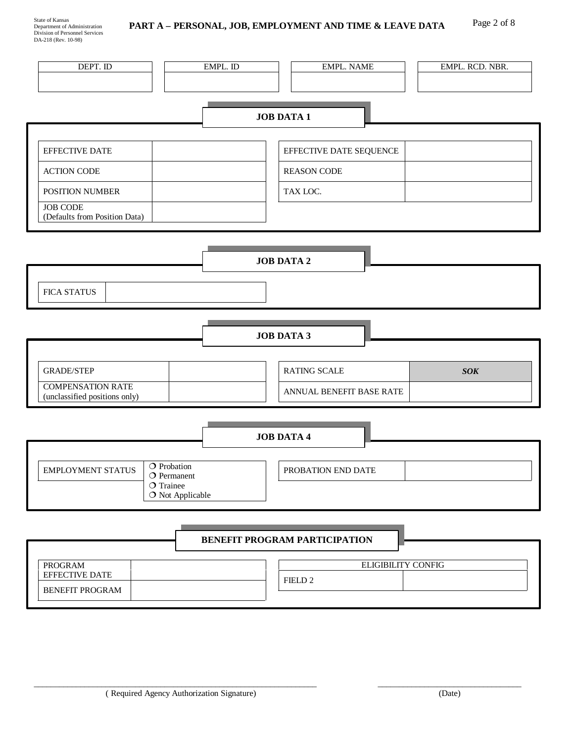State of Kansas
Department of Administration
Division of Personnel Services
DA-218 (Rev. 10-98)

# PART A – PERSONAL, JOB, EMPLOYMENT AND TIME & LEAVE DATA

| DEPT. ID | EMPL. ID | EMPL. NAME | EMPL. RCD. NBR. |
|---|---|---|---|
| | | | |

## JOB DATA 1

| | | | |
|---|---|---|---|
| EFFECTIVE DATE | | EFFECTIVE DATE SEQUENCE | |
| ACTION CODE | | REASON CODE | |
| POSITION NUMBER | | TAX LOC. | |
| JOB CODE (Defaults from Position Data) | | | |

## JOB DATA 2

| | |
|---|---|
| FICA STATUS | |

## JOB DATA 3

| | | | |
|---|---|---|---|
| GRADE/STEP | | RATING SCALE | ***SOK*** |
| COMPENSATION RATE (unclassified positions only) | | ANNUAL BENEFIT BASE RATE | |

## JOB DATA 4

| | | | |
|---|---|---|---|
| EMPLOYMENT STATUS | ❍ Probation<br>❍ Permanent<br>❍ Trainee<br>❍ Not Applicable | PROBATION END DATE | |

## BENEFIT PROGRAM PARTICIPATION

| | | | |
|---|---|---|---|
| PROGRAM EFFECTIVE DATE | | ELIGIBILITY CONFIG | |
| BENEFIT PROGRAM | | FIELD 2 | |

\_\_\_\_\_\_\_\_\_\_\_\_\_\_\_\_\_\_\_\_\_\_\_\_\_\_\_\_\_\_\_\_\_\_\_\_\_\_\_\_ ( Required Agency Authorization Signature)

\_\_\_\_\_\_\_\_\_\_\_\_\_\_\_\_\_\_\_\_\_\_\_\_ (Date)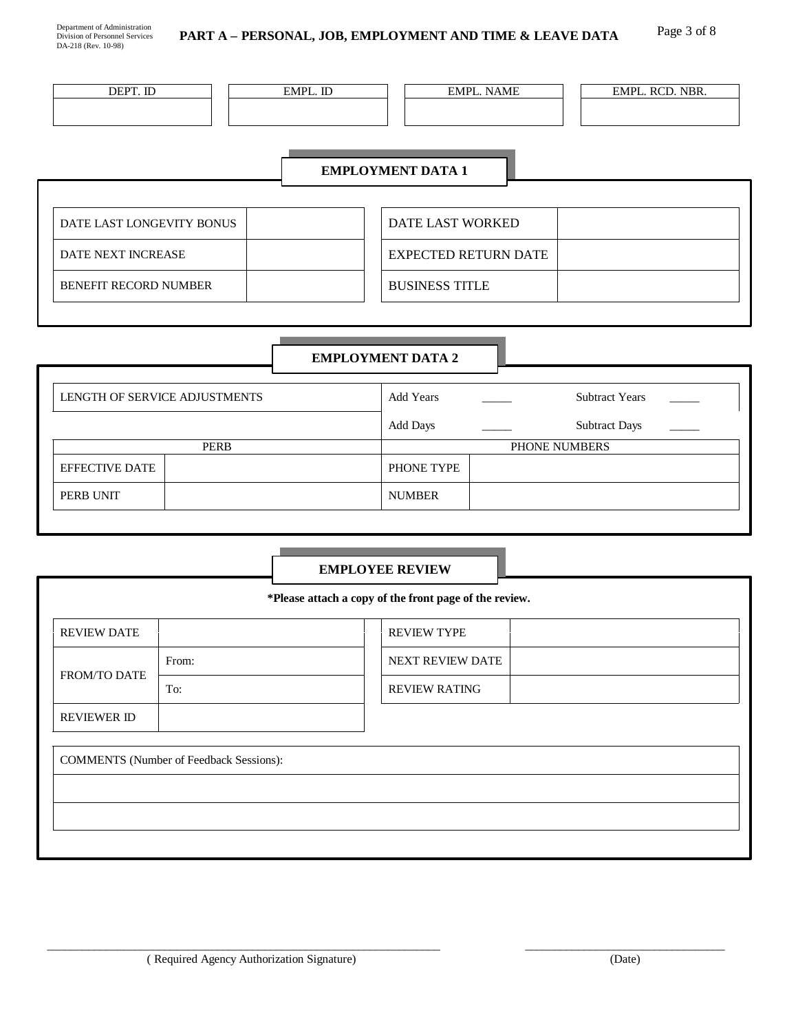Department of Administration
Division of Personnel Services
DA-218 (Rev. 10-98)

## PART A – PERSONAL, JOB, EMPLOYMENT AND TIME & LEAVE DATA

| DEPT. ID | EMPL. ID | EMPL. NAME | EMPL. RCD. NBR. |
|---|---|---|---|
| | | | |

### EMPLOYMENT DATA 1

| | | | |
|---|---|---|---|
| DATE LAST LONGEVITY BONUS | | DATE LAST WORKED | |
| DATE NEXT INCREASE | | EXPECTED RETURN DATE | |
| BENEFIT RECORD NUMBER | | BUSINESS TITLE | |

### EMPLOYMENT DATA 2

| LENGTH OF SERVICE ADJUSTMENTS | | Add Years _____ | Subtract Years _____ |
|---|---|---|---|
| | | Add Days _____ | Subtract Days _____ |
| PERB | | PHONE NUMBERS | |
| EFFECTIVE DATE | | PHONE TYPE | |
| PERB UNIT | | NUMBER | |

### EMPLOYEE REVIEW

**\*Please attach a copy of the front page of the review.**

| | | | |
|---|---|---|---|
| REVIEW DATE | | REVIEW TYPE | |
| FROM/TO DATE | From: | NEXT REVIEW DATE | |
| | To: | REVIEW RATING | |
| REVIEWER ID | | | |

| COMMENTS (Number of Feedback Sessions): |
|---|
| |
| |

_______________________________________ ( Required Agency Authorization Signature)

_______________________ (Date)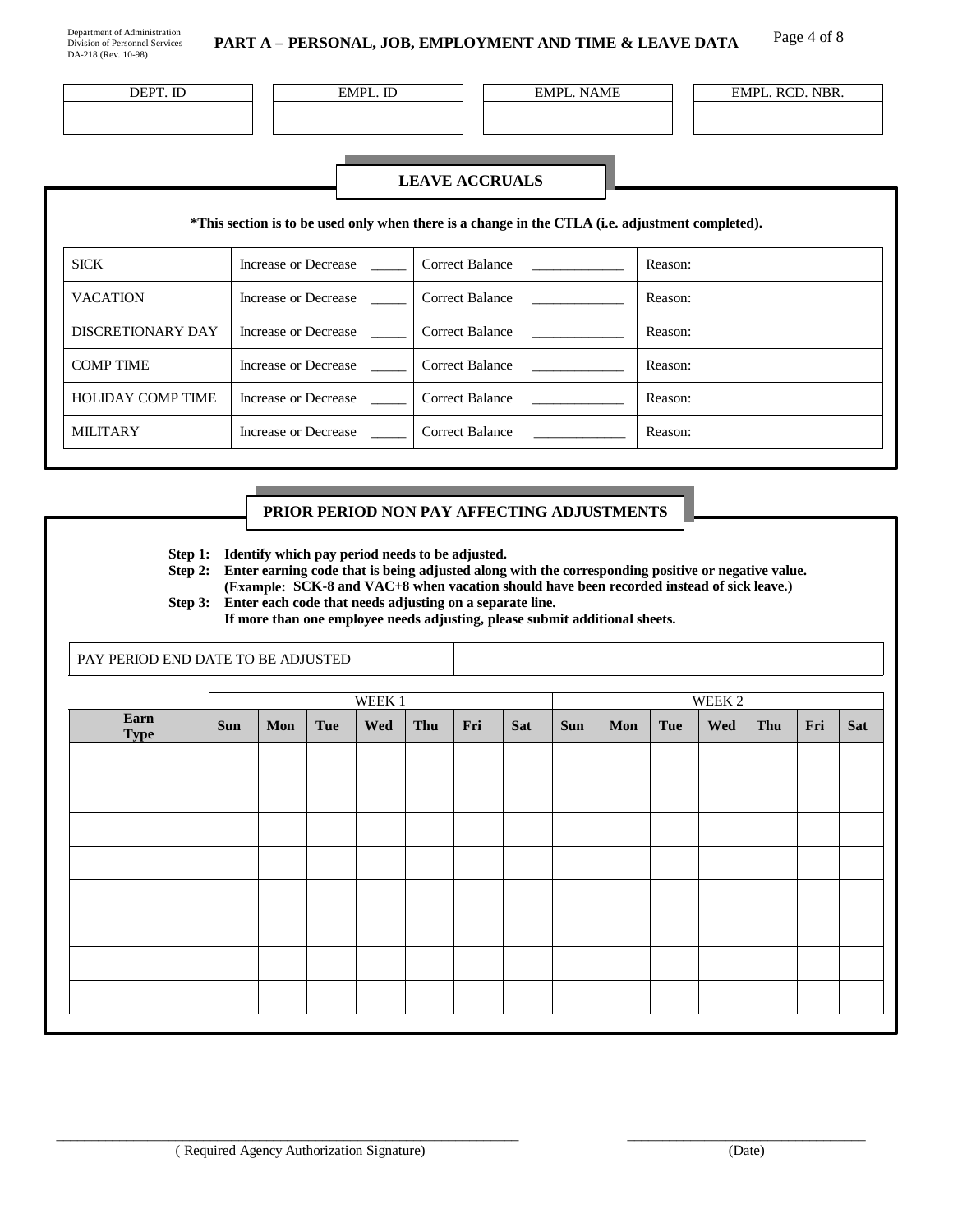Department of Administration
Division of Personnel Services
DA-218 (Rev. 10-98)

## PART A – PERSONAL, JOB, EMPLOYMENT AND TIME & LEAVE DATA

| DEPT. ID | EMPL. ID | EMPL. NAME | EMPL. RCD. NBR. |
|---|---|---|---|
| | | | |

### LEAVE ACCRUALS

**\*This section is to be used only when there is a change in the CTLA (i.e. adjustment completed).**

| | | | |
|---|---|---|---|
| SICK | Increase or Decrease _____ | Correct Balance _____________ | Reason: |
| VACATION | Increase or Decrease _____ | Correct Balance _____________ | Reason: |
| DISCRETIONARY DAY | Increase or Decrease _____ | Correct Balance _____________ | Reason: |
| COMP TIME | Increase or Decrease _____ | Correct Balance _____________ | Reason: |
| HOLIDAY COMP TIME | Increase or Decrease _____ | Correct Balance _____________ | Reason: |
| MILITARY | Increase or Decrease _____ | Correct Balance _____________ | Reason: |

### PRIOR PERIOD NON PAY AFFECTING ADJUSTMENTS

**Step 1: Identify which pay period needs to be adjusted.**
**Step 2: Enter earning code that is being adjusted along with the corresponding positive or negative value. (Example: SCK-8 and VAC+8 when vacation should have been recorded instead of sick leave.)**
**Step 3: Enter each code that needs adjusting on a separate line.**
**If more than one employee needs adjusting, please submit additional sheets.**

| PAY PERIOD END DATE TO BE ADJUSTED | |
|---|---|

| | WEEK 1 | | | | | | | WEEK 2 | | | | | | |
|---|---|---|---|---|---|---|---|---|---|---|---|---|---|---|
| **Earn Type** | **Sun** | **Mon** | **Tue** | **Wed** | **Thu** | **Fri** | **Sat** | **Sun** | **Mon** | **Tue** | **Wed** | **Thu** | **Fri** | **Sat** |
| | | | | | | | | | | | | | | |
| | | | | | | | | | | | | | | |
| | | | | | | | | | | | | | | |
| | | | | | | | | | | | | | | |
| | | | | | | | | | | | | | | |
| | | | | | | | | | | | | | | |
| | | | | | | | | | | | | | | |
| | | | | | | | | | | | | | | |

_______________________________________________ ( Required Agency Authorization Signature)

___________________________ (Date)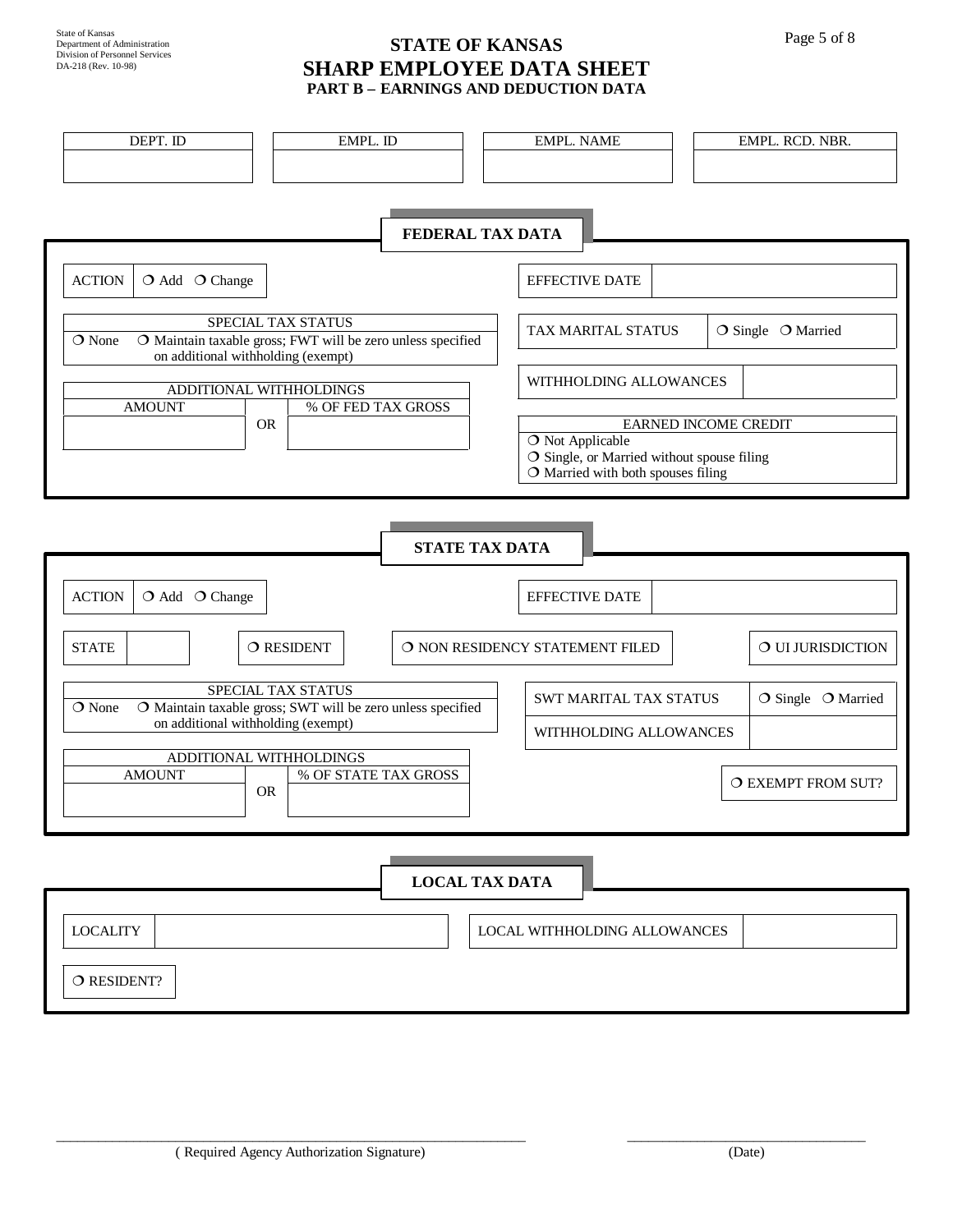State of Kansas
Department of Administration
Division of Personnel Services
DA-218 (Rev. 10-98)

# STATE OF KANSAS
# SHARP EMPLOYEE DATA SHEET
## PART B – EARNINGS AND DEDUCTION DATA

| DEPT. ID | EMPL. ID | EMPL. NAME | EMPL. RCD. NBR. |
|---|---|---|---|
| | | | |

## FEDERAL TAX DATA

ACTION ❍ Add ❍ Change

EFFECTIVE DATE

SPECIAL TAX STATUS
❍ None ❍ Maintain taxable gross; FWT will be zero unless specified on additional withholding (exempt)

TAX MARITAL STATUS ❍ Single ❍ Married

WITHHOLDING ALLOWANCES

ADDITIONAL WITHHOLDINGS

| AMOUNT | | % OF FED TAX GROSS |
|---|---|---|
| | OR | |

EARNED INCOME CREDIT
❍ Not Applicable
❍ Single, or Married without spouse filing
❍ Married with both spouses filing

## STATE TAX DATA

ACTION ❍ Add ❍ Change

EFFECTIVE DATE

STATE

❍ RESIDENT

❍ NON RESIDENCY STATEMENT FILED

❍ UI JURISDICTION

SPECIAL TAX STATUS
❍ None ❍ Maintain taxable gross; SWT will be zero unless specified on additional withholding (exempt)

SWT MARITAL TAX STATUS ❍ Single ❍ Married

WITHHOLDING ALLOWANCES

ADDITIONAL WITHHOLDINGS

| AMOUNT | | % OF STATE TAX GROSS |
|---|---|---|
| | OR | |

❍ EXEMPT FROM SUT?

## LOCAL TAX DATA

LOCALITY

LOCAL WITHHOLDING ALLOWANCES

❍ RESIDENT?

_______________________________________________ ( Required Agency Authorization Signature)

_______________________ (Date)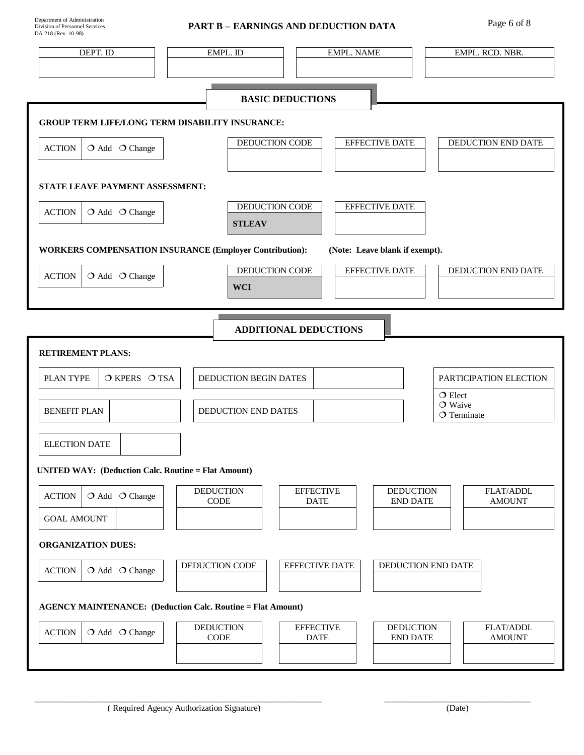Department of Administration
Division of Personnel Services
DA-218 (Rev. 10-98)

# PART B – EARNINGS AND DEDUCTION DATA

| DEPT. ID | EMPL. ID | EMPL. NAME | EMPL. RCD. NBR. |
|---|---|---|---|
| | | | |

## BASIC DEDUCTIONS

**GROUP TERM LIFE/LONG TERM DISABILITY INSURANCE:**

| ACTION | ❍ Add ❍ Change |
|---|---|

| DEDUCTION CODE | EFFECTIVE DATE | DEDUCTION END DATE |
|---|---|---|
| | | |

**STATE LEAVE PAYMENT ASSESSMENT:**

| ACTION | ❍ Add ❍ Change |
|---|---|

| DEDUCTION CODE | EFFECTIVE DATE |
|---|---|
| **STLEAV** | |

**WORKERS COMPENSATION INSURANCE (Employer Contribution):** **(Note: Leave blank if exempt).**

| ACTION | ❍ Add ❍ Change |
|---|---|

| DEDUCTION CODE | EFFECTIVE DATE | DEDUCTION END DATE |
|---|---|---|
| **WCI** | | |

## ADDITIONAL DEDUCTIONS

**RETIREMENT PLANS:**

| PLAN TYPE | ❍ KPERS ❍ TSA |
|---|---|
| BENEFIT PLAN | |
| ELECTION DATE | |

| DEDUCTION BEGIN DATES | |
|---|---|
| DEDUCTION END DATES | |

| PARTICIPATION ELECTION |
|---|
| ❍ Elect<br>❍ Waive<br>❍ Terminate |

**UNITED WAY: (Deduction Calc. Routine = Flat Amount)**

| ACTION | ❍ Add ❍ Change |
|---|---|
| GOAL AMOUNT | |

| DEDUCTION CODE | EFFECTIVE DATE | DEDUCTION END DATE | FLAT/ADDL AMOUNT |
|---|---|---|---|
| | | | |

**ORGANIZATION DUES:**

| ACTION | ❍ Add ❍ Change |
|---|---|

| DEDUCTION CODE | EFFECTIVE DATE | DEDUCTION END DATE |
|---|---|---|
| | | |

**AGENCY MAINTENANCE: (Deduction Calc. Routine = Flat Amount)**

| ACTION | ❍ Add ❍ Change |
|---|---|

| DEDUCTION CODE | EFFECTIVE DATE | DEDUCTION END DATE | FLAT/ADDL AMOUNT |
|---|---|---|---|
| | | | |

_______________________________________________ ( Required Agency Authorization Signature)

_______________________ (Date)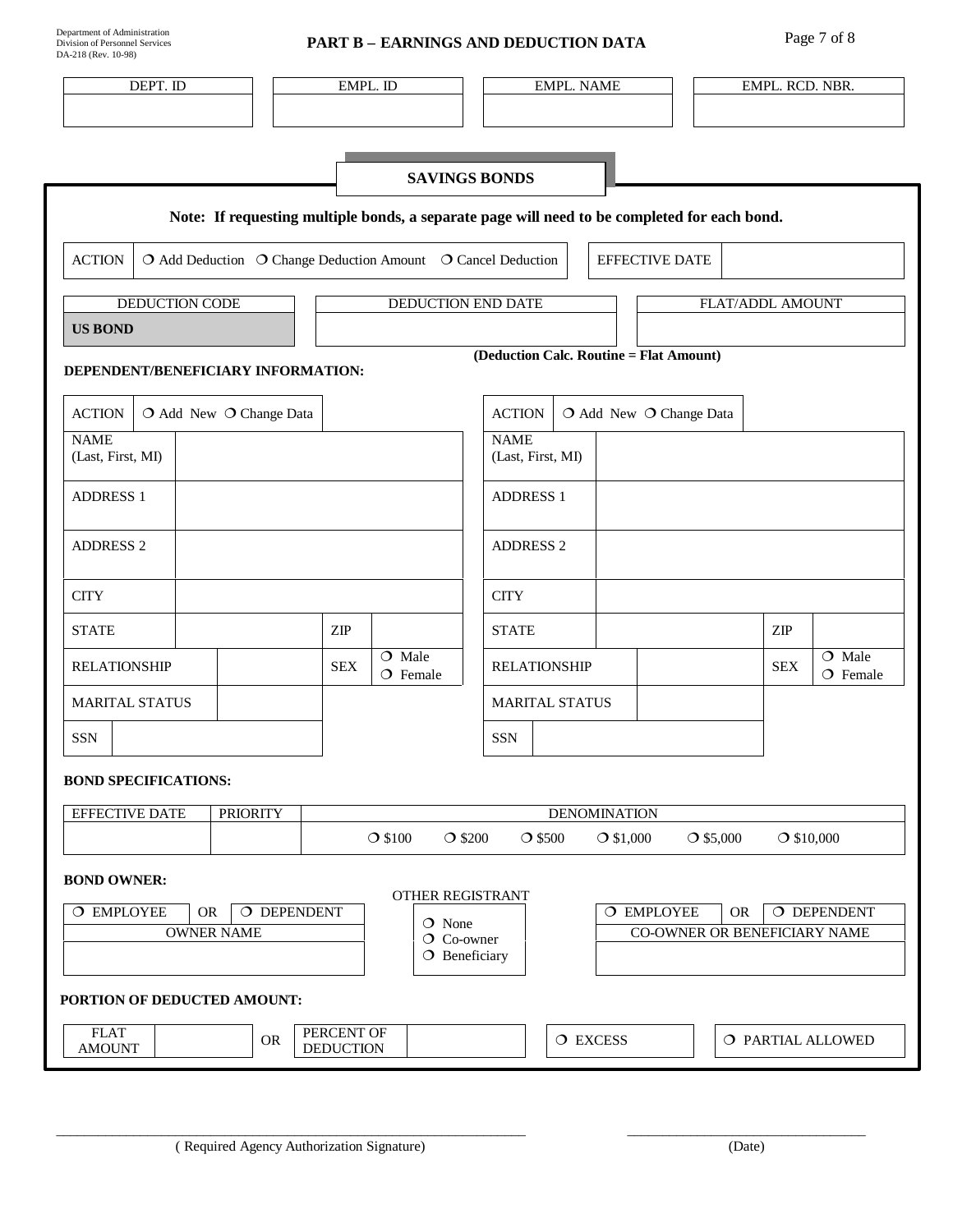Department of Administration
Division of Personnel Services
DA-218 (Rev. 10-98)

## PART B – EARNINGS AND DEDUCTION DATA

| DEPT. ID | EMPL. ID | EMPL. NAME | EMPL. RCD. NBR. |
|---|---|---|---|
| | | | |

### SAVINGS BONDS

**Note: If requesting multiple bonds, a separate page will need to be completed for each bond.**

| ACTION | ❍ Add Deduction ❍ Change Deduction Amount ❍ Cancel Deduction | EFFECTIVE DATE | |
|---|---|---|---|

| DEDUCTION CODE | DEDUCTION END DATE | FLAT/ADDL AMOUNT |
|---|---|---|
| **US BOND** | | |

**(Deduction Calc. Routine = Flat Amount)**

**DEPENDENT/BENEFICIARY INFORMATION:**

| ACTION | ❍ Add New ❍ Change Data | | |
|---|---|---|---|
| NAME (Last, First, MI) | | | |
| ADDRESS 1 | | | |
| ADDRESS 2 | | | |
| CITY | | | |
| STATE | | ZIP | |
| RELATIONSHIP | | SEX | ❍ Male ❍ Female |
| MARITAL STATUS | | | |
| SSN | | | |

| ACTION | ❍ Add New ❍ Change Data | | |
|---|---|---|---|
| NAME (Last, First, MI) | | | |
| ADDRESS 1 | | | |
| ADDRESS 2 | | | |
| CITY | | | |
| STATE | | ZIP | |
| RELATIONSHIP | | SEX | ❍ Male ❍ Female |
| MARITAL STATUS | | | |
| SSN | | | |

**BOND SPECIFICATIONS:**

| EFFECTIVE DATE | PRIORITY | DENOMINATION |
|---|---|---|
| | | ❍ $100 ❍ $200 ❍ $500 ❍ $1,000 ❍ $5,000 ❍ $10,000 |

**BOND OWNER:**

| ❍ EMPLOYEE OR ❍ DEPENDENT | OTHER REGISTRANT | ❍ EMPLOYEE OR ❍ DEPENDENT |
|---|---|---|
| OWNER NAME | ❍ None ❍ Co-owner ❍ Beneficiary | CO-OWNER OR BENEFICIARY NAME |
| | | |

**PORTION OF DEDUCTED AMOUNT:**

| FLAT AMOUNT | | OR | PERCENT OF DEDUCTION | | ❍ EXCESS | ❍ PARTIAL ALLOWED |
|---|---|---|---|---|---|---|

\_\_\_\_\_\_\_\_\_\_\_\_\_\_\_\_\_\_\_\_\_\_\_\_\_\_\_\_\_\_\_\_\_\_\_\_\_\_\_\_ ( Required Agency Authorization Signature)

\_\_\_\_\_\_\_\_\_\_\_\_\_\_\_\_\_\_\_\_ (Date)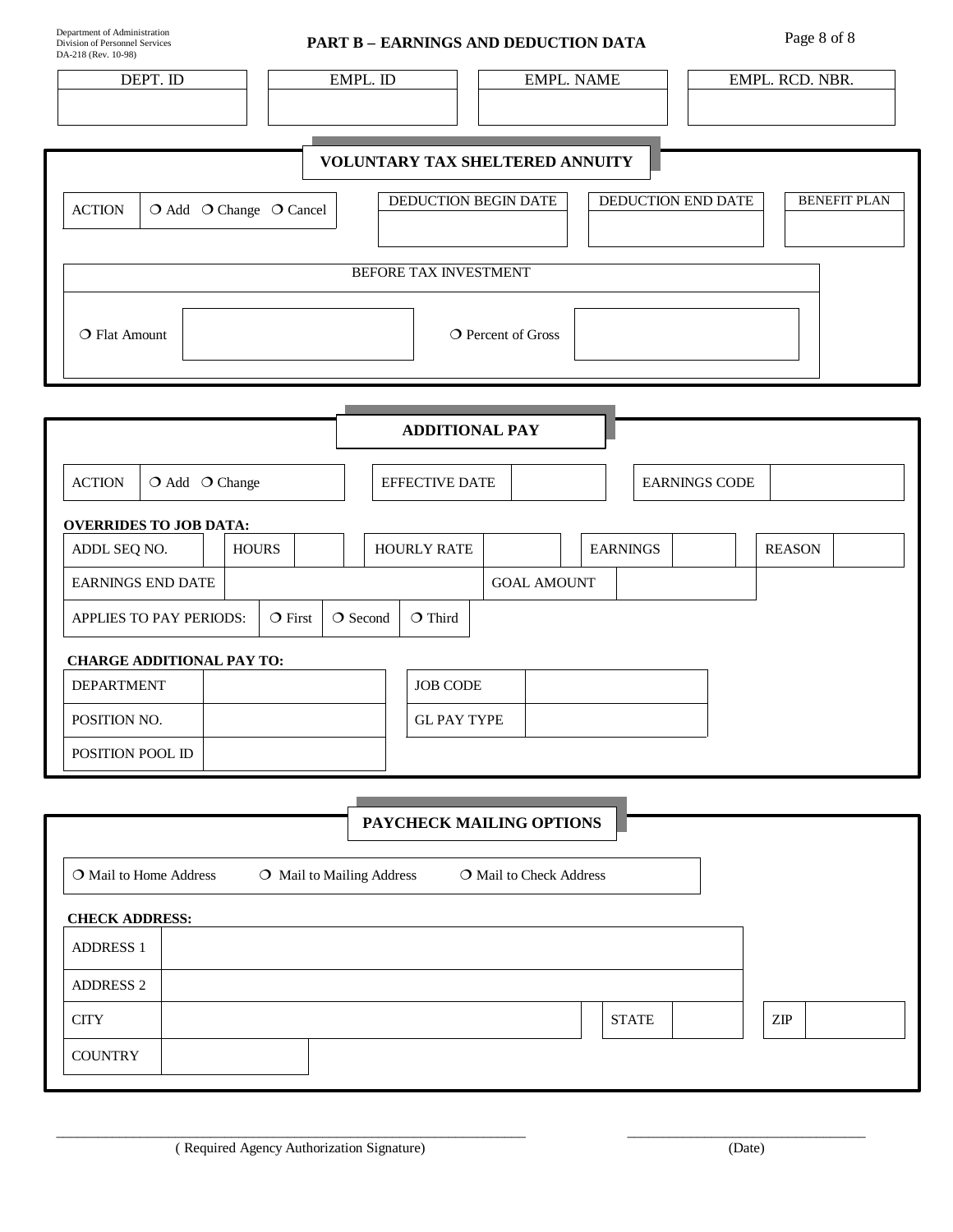Department of Administration
Division of Personnel Services
DA-218 (Rev. 10-98)

# PART B – EARNINGS AND DEDUCTION DATA

| DEPT. ID | EMPL. ID | EMPL. NAME | EMPL. RCD. NBR. |
|---|---|---|---|
| | | | |

## VOLUNTARY TAX SHELTERED ANNUITY

| ACTION | ❍ Add ❍ Change ❍ Cancel | DEDUCTION BEGIN DATE | DEDUCTION END DATE | BENEFIT PLAN |
|---|---|---|---|---|
| | | | | |

BEFORE TAX INVESTMENT

| ❍ Flat Amount | | ❍ Percent of Gross | |
|---|---|---|---|

## ADDITIONAL PAY

| ACTION | ❍ Add ❍ Change | EFFECTIVE DATE | | EARNINGS CODE | |
|---|---|---|---|---|---|

**OVERRIDES TO JOB DATA:**

| ADDL SEQ NO. | | HOURS | | HOURLY RATE | | EARNINGS | | REASON | |
|---|---|---|---|---|---|---|---|---|---|
| EARNINGS END DATE | | | | GOAL AMOUNT | | | | | |

APPLIES TO PAY PERIODS: ❍ First ❍ Second ❍ Third

**CHARGE ADDITIONAL PAY TO:**

| | | | |
|---|---|---|---|
| DEPARTMENT | | JOB CODE | |
| POSITION NO. | | GL PAY TYPE | |
| POSITION POOL ID | | | |

## PAYCHECK MAILING OPTIONS

❍ Mail to Home Address ❍ Mail to Mailing Address ❍ Mail to Check Address

**CHECK ADDRESS:**

| | | | | | |
|---|---|---|---|---|---|
| ADDRESS 1 | | | | | |
| ADDRESS 2 | | | | | |
| CITY | | STATE | | ZIP | |
| COUNTRY | | | | | |

_______________________________________________ ( Required Agency Authorization Signature)

_______________________ (Date)